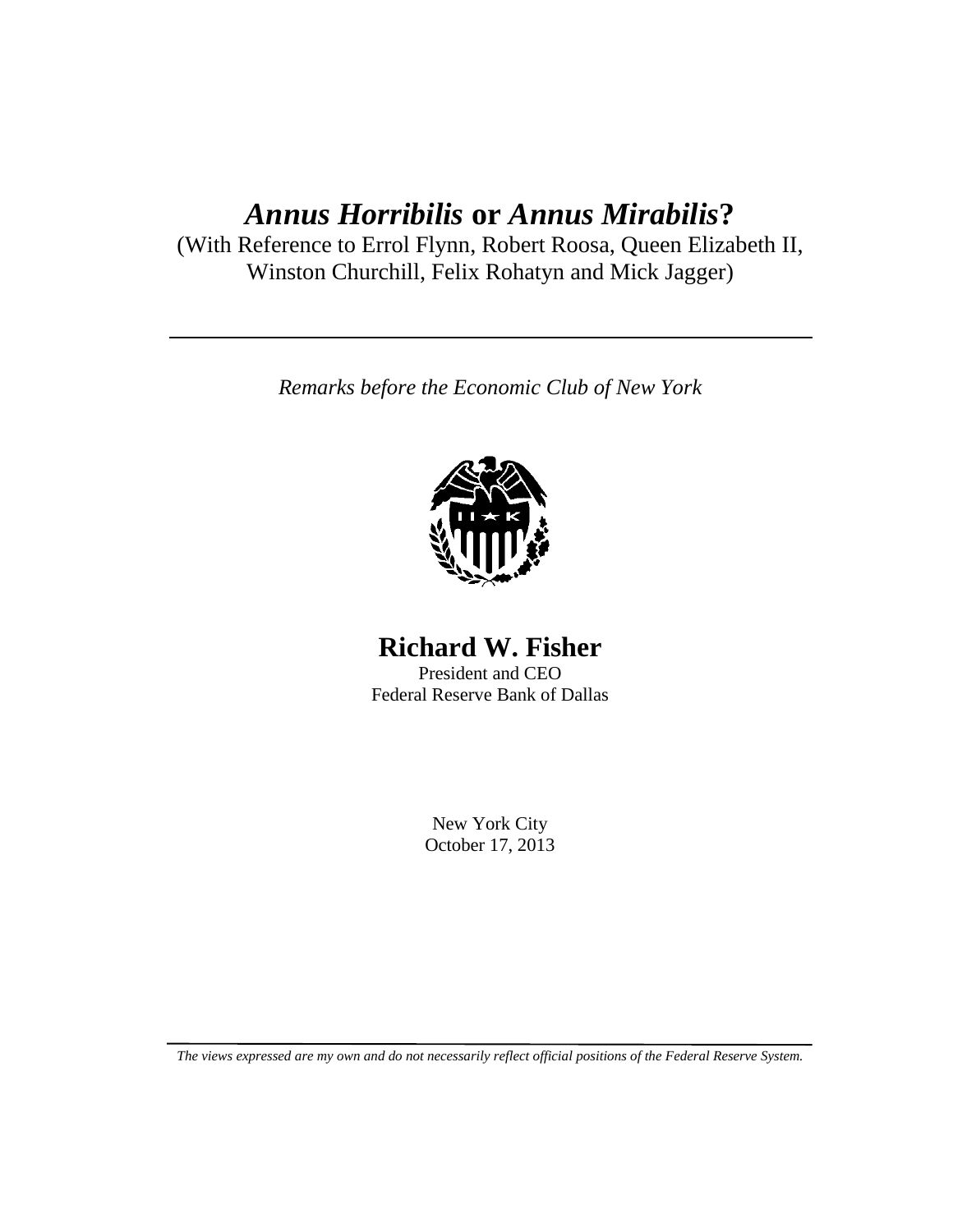# *Annus Horribilis* or *Annus Mirabilis*?

(With Reference to Errol Flynn, Robert Roosa, Queen Elizabeth II, Winston Churchill, Felix Rohatyn and Mick Jagger)

---

*Remarks before the Economic Club of New York*

## Richard W. Fisher

President and CEO
Federal Reserve Bank of Dallas

New York City
October 17, 2013

---

*The views expressed are my own and do not necessarily reflect official positions of the Federal Reserve System.*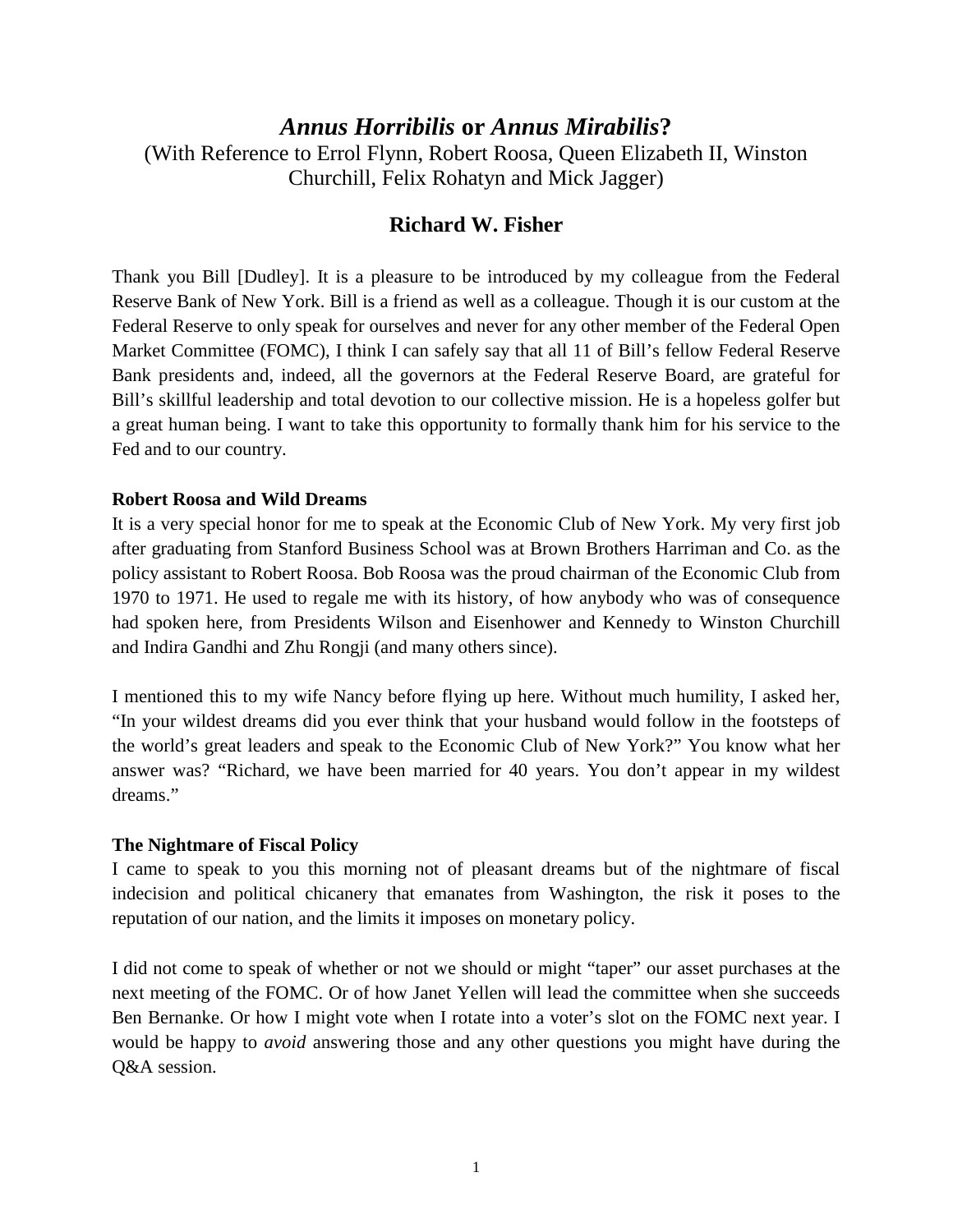# *Annus Horribilis* or *Annus Mirabilis*?

(With Reference to Errol Flynn, Robert Roosa, Queen Elizabeth II, Winston Churchill, Felix Rohatyn and Mick Jagger)

## Richard W. Fisher

Thank you Bill [Dudley]. It is a pleasure to be introduced by my colleague from the Federal Reserve Bank of New York. Bill is a friend as well as a colleague. Though it is our custom at the Federal Reserve to only speak for ourselves and never for any other member of the Federal Open Market Committee (FOMC), I think I can safely say that all 11 of Bill's fellow Federal Reserve Bank presidents and, indeed, all the governors at the Federal Reserve Board, are grateful for Bill's skillful leadership and total devotion to our collective mission. He is a hopeless golfer but a great human being. I want to take this opportunity to formally thank him for his service to the Fed and to our country.

**Robert Roosa and Wild Dreams**

It is a very special honor for me to speak at the Economic Club of New York. My very first job after graduating from Stanford Business School was at Brown Brothers Harriman and Co. as the policy assistant to Robert Roosa. Bob Roosa was the proud chairman of the Economic Club from 1970 to 1971. He used to regale me with its history, of how anybody who was of consequence had spoken here, from Presidents Wilson and Eisenhower and Kennedy to Winston Churchill and Indira Gandhi and Zhu Rongji (and many others since).

I mentioned this to my wife Nancy before flying up here. Without much humility, I asked her, "In your wildest dreams did you ever think that your husband would follow in the footsteps of the world's great leaders and speak to the Economic Club of New York?" You know what her answer was? "Richard, we have been married for 40 years. You don't appear in my wildest dreams."

**The Nightmare of Fiscal Policy**

I came to speak to you this morning not of pleasant dreams but of the nightmare of fiscal indecision and political chicanery that emanates from Washington, the risk it poses to the reputation of our nation, and the limits it imposes on monetary policy.

I did not come to speak of whether or not we should or might "taper" our asset purchases at the next meeting of the FOMC. Or of how Janet Yellen will lead the committee when she succeeds Ben Bernanke. Or how I might vote when I rotate into a voter's slot on the FOMC next year. I would be happy to *avoid* answering those and any other questions you might have during the Q&A session.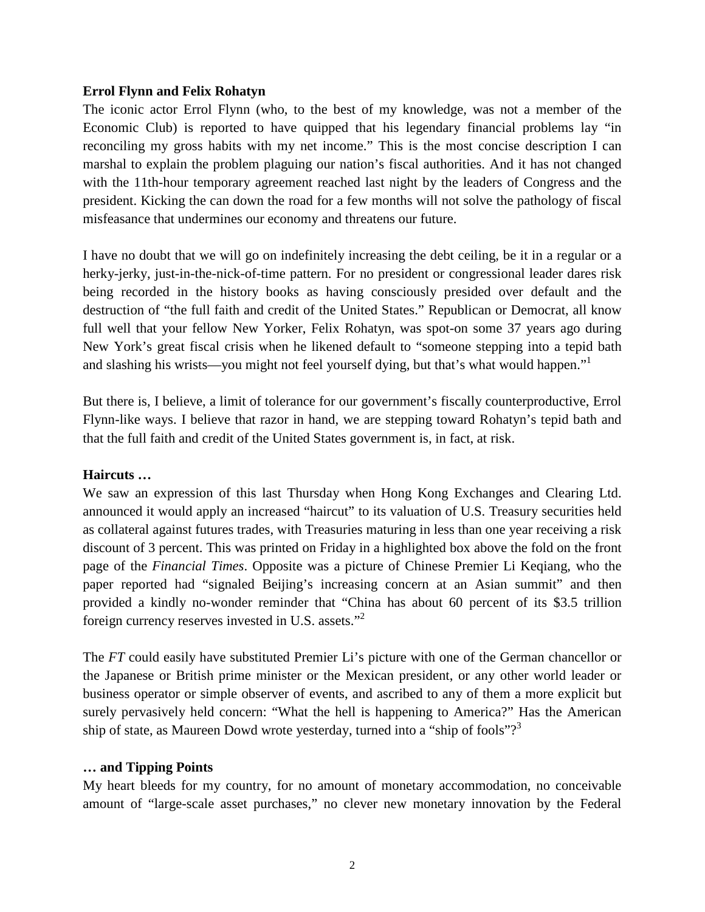**Errol Flynn and Felix Rohatyn**

The iconic actor Errol Flynn (who, to the best of my knowledge, was not a member of the Economic Club) is reported to have quipped that his legendary financial problems lay "in reconciling my gross habits with my net income." This is the most concise description I can marshal to explain the problem plaguing our nation's fiscal authorities. And it has not changed with the 11th-hour temporary agreement reached last night by the leaders of Congress and the president. Kicking the can down the road for a few months will not solve the pathology of fiscal misfeasance that undermines our economy and threatens our future.

I have no doubt that we will go on indefinitely increasing the debt ceiling, be it in a regular or a herky-jerky, just-in-the-nick-of-time pattern. For no president or congressional leader dares risk being recorded in the history books as having consciously presided over default and the destruction of "the full faith and credit of the United States." Republican or Democrat, all know full well that your fellow New Yorker, Felix Rohatyn, was spot-on some 37 years ago during New York's great fiscal crisis when he likened default to "someone stepping into a tepid bath and slashing his wrists—you might not feel yourself dying, but that's what would happen."[1]

But there is, I believe, a limit of tolerance for our government's fiscally counterproductive, Errol Flynn-like ways. I believe that razor in hand, we are stepping toward Rohatyn's tepid bath and that the full faith and credit of the United States government is, in fact, at risk.

**Haircuts …**

We saw an expression of this last Thursday when Hong Kong Exchanges and Clearing Ltd. announced it would apply an increased "haircut" to its valuation of U.S. Treasury securities held as collateral against futures trades, with Treasuries maturing in less than one year receiving a risk discount of 3 percent. This was printed on Friday in a highlighted box above the fold on the front page of the *Financial Times*. Opposite was a picture of Chinese Premier Li Keqiang, who the paper reported had "signaled Beijing's increasing concern at an Asian summit" and then provided a kindly no-wonder reminder that "China has about 60 percent of its $3.5 trillion foreign currency reserves invested in U.S. assets."[2]

The *FT* could easily have substituted Premier Li's picture with one of the German chancellor or the Japanese or British prime minister or the Mexican president, or any other world leader or business operator or simple observer of events, and ascribed to any of them a more explicit but surely pervasively held concern: "What the hell is happening to America?" Has the American ship of state, as Maureen Dowd wrote yesterday, turned into a "ship of fools"?[3]

**… and Tipping Points**

My heart bleeds for my country, for no amount of monetary accommodation, no conceivable amount of "large-scale asset purchases," no clever new monetary innovation by the Federal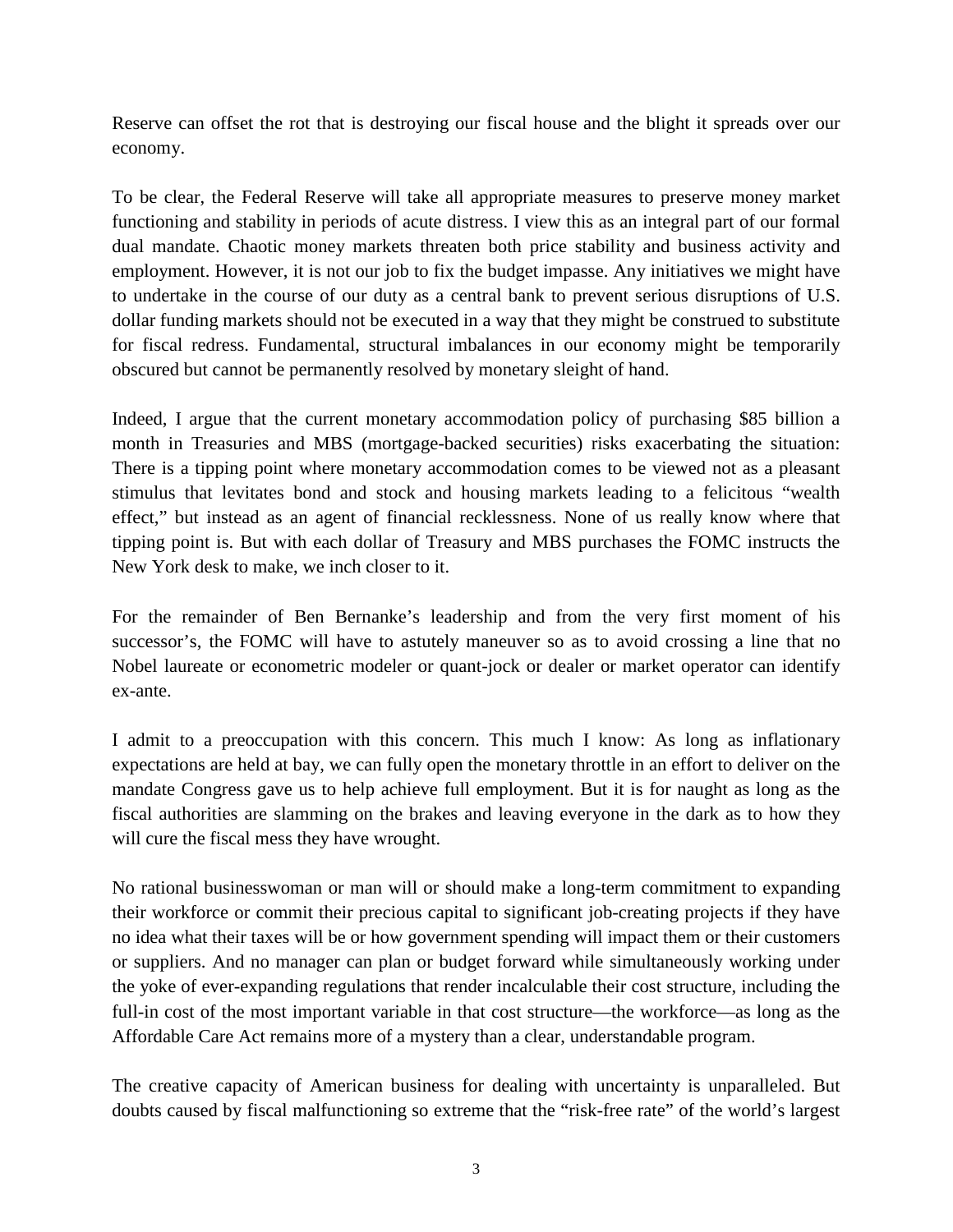Reserve can offset the rot that is destroying our fiscal house and the blight it spreads over our economy.

To be clear, the Federal Reserve will take all appropriate measures to preserve money market functioning and stability in periods of acute distress. I view this as an integral part of our formal dual mandate. Chaotic money markets threaten both price stability and business activity and employment. However, it is not our job to fix the budget impasse. Any initiatives we might have to undertake in the course of our duty as a central bank to prevent serious disruptions of U.S. dollar funding markets should not be executed in a way that they might be construed to substitute for fiscal redress. Fundamental, structural imbalances in our economy might be temporarily obscured but cannot be permanently resolved by monetary sleight of hand.

Indeed, I argue that the current monetary accommodation policy of purchasing $85 billion a month in Treasuries and MBS (mortgage-backed securities) risks exacerbating the situation: There is a tipping point where monetary accommodation comes to be viewed not as a pleasant stimulus that levitates bond and stock and housing markets leading to a felicitous "wealth effect," but instead as an agent of financial recklessness. None of us really know where that tipping point is. But with each dollar of Treasury and MBS purchases the FOMC instructs the New York desk to make, we inch closer to it.

For the remainder of Ben Bernanke's leadership and from the very first moment of his successor's, the FOMC will have to astutely maneuver so as to avoid crossing a line that no Nobel laureate or econometric modeler or quant-jock or dealer or market operator can identify ex-ante.

I admit to a preoccupation with this concern. This much I know: As long as inflationary expectations are held at bay, we can fully open the monetary throttle in an effort to deliver on the mandate Congress gave us to help achieve full employment. But it is for naught as long as the fiscal authorities are slamming on the brakes and leaving everyone in the dark as to how they will cure the fiscal mess they have wrought.

No rational businesswoman or man will or should make a long-term commitment to expanding their workforce or commit their precious capital to significant job-creating projects if they have no idea what their taxes will be or how government spending will impact them or their customers or suppliers. And no manager can plan or budget forward while simultaneously working under the yoke of ever-expanding regulations that render incalculable their cost structure, including the full-in cost of the most important variable in that cost structure—the workforce—as long as the Affordable Care Act remains more of a mystery than a clear, understandable program.

The creative capacity of American business for dealing with uncertainty is unparalleled. But doubts caused by fiscal malfunctioning so extreme that the "risk-free rate" of the world's largest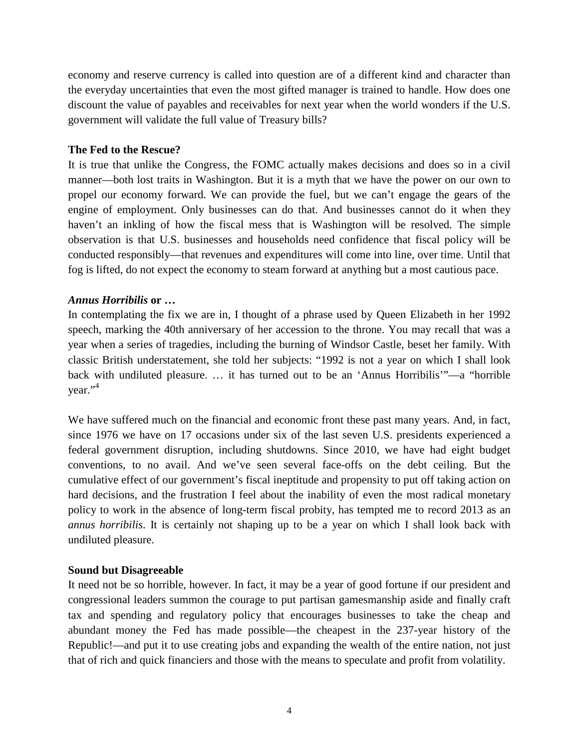economy and reserve currency is called into question are of a different kind and character than the everyday uncertainties that even the most gifted manager is trained to handle. How does one discount the value of payables and receivables for next year when the world wonders if the U.S. government will validate the full value of Treasury bills?

**The Fed to the Rescue?**

It is true that unlike the Congress, the FOMC actually makes decisions and does so in a civil manner—both lost traits in Washington. But it is a myth that we have the power on our own to propel our economy forward. We can provide the fuel, but we can't engage the gears of the engine of employment. Only businesses can do that. And businesses cannot do it when they haven't an inkling of how the fiscal mess that is Washington will be resolved. The simple observation is that U.S. businesses and households need confidence that fiscal policy will be conducted responsibly—that revenues and expenditures will come into line, over time. Until that fog is lifted, do not expect the economy to steam forward at anything but a most cautious pace.

***Annus Horribilis* or …**

In contemplating the fix we are in, I thought of a phrase used by Queen Elizabeth in her 1992 speech, marking the 40th anniversary of her accession to the throne. You may recall that was a year when a series of tragedies, including the burning of Windsor Castle, beset her family. With classic British understatement, she told her subjects: "1992 is not a year on which I shall look back with undiluted pleasure. … it has turned out to be an 'Annus Horribilis'"—a "horrible year."[4]

We have suffered much on the financial and economic front these past many years. And, in fact, since 1976 we have on 17 occasions under six of the last seven U.S. presidents experienced a federal government disruption, including shutdowns. Since 2010, we have had eight budget conventions, to no avail. And we've seen several face-offs on the debt ceiling. But the cumulative effect of our government's fiscal ineptitude and propensity to put off taking action on hard decisions, and the frustration I feel about the inability of even the most radical monetary policy to work in the absence of long-term fiscal probity, has tempted me to record 2013 as an *annus horribilis*. It is certainly not shaping up to be a year on which I shall look back with undiluted pleasure.

**Sound but Disagreeable**

It need not be so horrible, however. In fact, it may be a year of good fortune if our president and congressional leaders summon the courage to put partisan gamesmanship aside and finally craft tax and spending and regulatory policy that encourages businesses to take the cheap and abundant money the Fed has made possible—the cheapest in the 237-year history of the Republic!—and put it to use creating jobs and expanding the wealth of the entire nation, not just that of rich and quick financiers and those with the means to speculate and profit from volatility.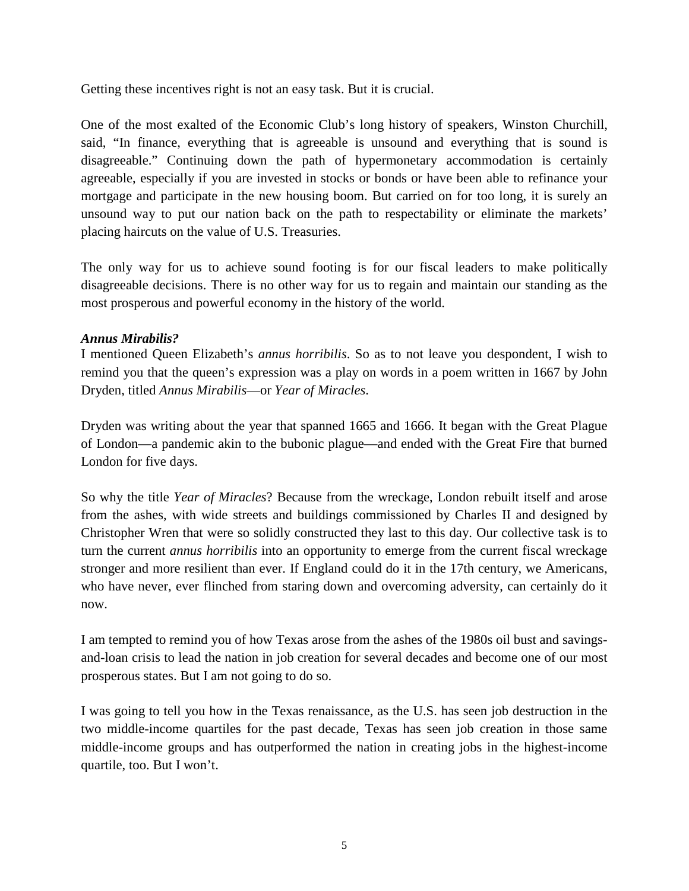Getting these incentives right is not an easy task. But it is crucial.

One of the most exalted of the Economic Club's long history of speakers, Winston Churchill, said, "In finance, everything that is agreeable is unsound and everything that is sound is disagreeable." Continuing down the path of hypermonetary accommodation is certainly agreeable, especially if you are invested in stocks or bonds or have been able to refinance your mortgage and participate in the new housing boom. But carried on for too long, it is surely an unsound way to put our nation back on the path to respectability or eliminate the markets' placing haircuts on the value of U.S. Treasuries.

The only way for us to achieve sound footing is for our fiscal leaders to make politically disagreeable decisions. There is no other way for us to regain and maintain our standing as the most prosperous and powerful economy in the history of the world.

***Annus Mirabilis?***

I mentioned Queen Elizabeth's *annus horribilis*. So as to not leave you despondent, I wish to remind you that the queen's expression was a play on words in a poem written in 1667 by John Dryden, titled *Annus Mirabilis*—or *Year of Miracles*.

Dryden was writing about the year that spanned 1665 and 1666. It began with the Great Plague of London—a pandemic akin to the bubonic plague—and ended with the Great Fire that burned London for five days.

So why the title *Year of Miracles*? Because from the wreckage, London rebuilt itself and arose from the ashes, with wide streets and buildings commissioned by Charles II and designed by Christopher Wren that were so solidly constructed they last to this day. Our collective task is to turn the current *annus horribilis* into an opportunity to emerge from the current fiscal wreckage stronger and more resilient than ever. If England could do it in the 17th century, we Americans, who have never, ever flinched from staring down and overcoming adversity, can certainly do it now.

I am tempted to remind you of how Texas arose from the ashes of the 1980s oil bust and savings-and-loan crisis to lead the nation in job creation for several decades and become one of our most prosperous states. But I am not going to do so.

I was going to tell you how in the Texas renaissance, as the U.S. has seen job destruction in the two middle-income quartiles for the past decade, Texas has seen job creation in those same middle-income groups and has outperformed the nation in creating jobs in the highest-income quartile, too. But I won't.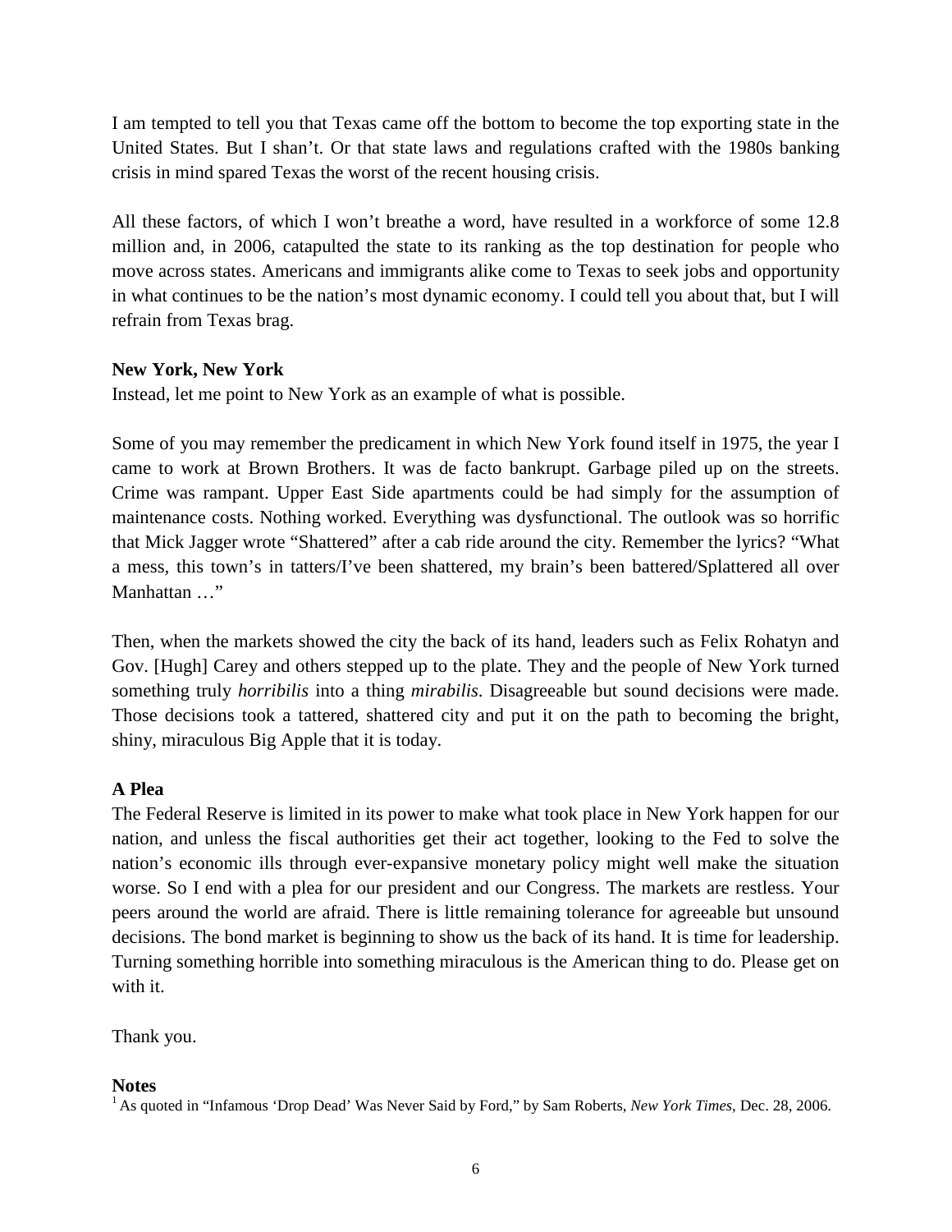I am tempted to tell you that Texas came off the bottom to become the top exporting state in the United States. But I shan't. Or that state laws and regulations crafted with the 1980s banking crisis in mind spared Texas the worst of the recent housing crisis.

All these factors, of which I won't breathe a word, have resulted in a workforce of some 12.8 million and, in 2006, catapulted the state to its ranking as the top destination for people who move across states. Americans and immigrants alike come to Texas to seek jobs and opportunity in what continues to be the nation's most dynamic economy. I could tell you about that, but I will refrain from Texas brag.

**New York, New York**

Instead, let me point to New York as an example of what is possible.

Some of you may remember the predicament in which New York found itself in 1975, the year I came to work at Brown Brothers. It was de facto bankrupt. Garbage piled up on the streets. Crime was rampant. Upper East Side apartments could be had simply for the assumption of maintenance costs. Nothing worked. Everything was dysfunctional. The outlook was so horrific that Mick Jagger wrote "Shattered" after a cab ride around the city. Remember the lyrics? "What a mess, this town's in tatters/I've been shattered, my brain's been battered/Splattered all over Manhattan …"

Then, when the markets showed the city the back of its hand, leaders such as Felix Rohatyn and Gov. [Hugh] Carey and others stepped up to the plate. They and the people of New York turned something truly *horribilis* into a thing *mirabilis*. Disagreeable but sound decisions were made. Those decisions took a tattered, shattered city and put it on the path to becoming the bright, shiny, miraculous Big Apple that it is today.

**A Plea**

The Federal Reserve is limited in its power to make what took place in New York happen for our nation, and unless the fiscal authorities get their act together, looking to the Fed to solve the nation's economic ills through ever-expansive monetary policy might well make the situation worse. So I end with a plea for our president and our Congress. The markets are restless. Your peers around the world are afraid. There is little remaining tolerance for agreeable but unsound decisions. The bond market is beginning to show us the back of its hand. It is time for leadership. Turning something horrible into something miraculous is the American thing to do. Please get on with it.

Thank you.

**Notes**

[1] As quoted in "Infamous 'Drop Dead' Was Never Said by Ford," by Sam Roberts, *New York Times*, Dec. 28, 2006.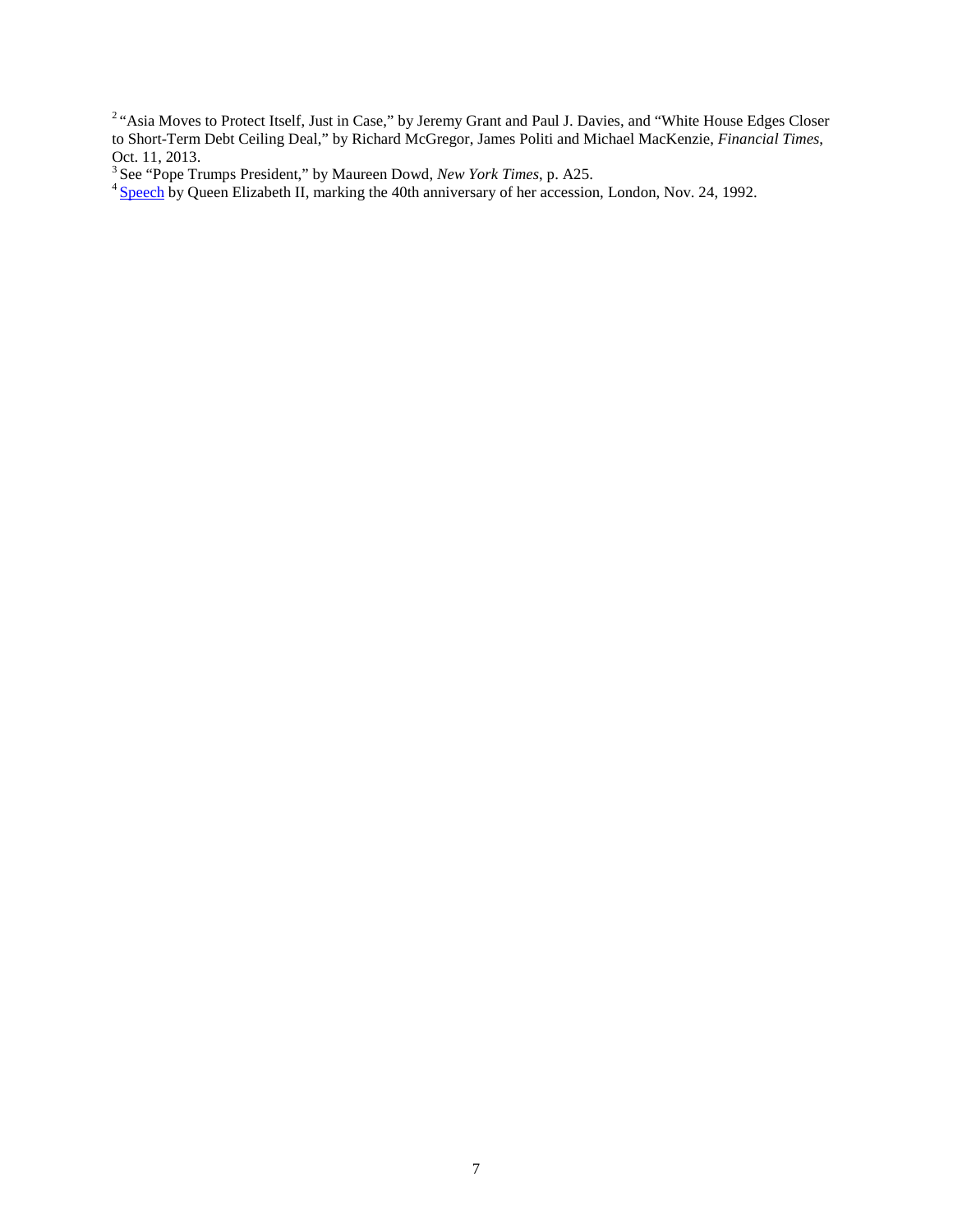[2] "Asia Moves to Protect Itself, Just in Case," by Jeremy Grant and Paul J. Davies, and "White House Edges Closer to Short-Term Debt Ceiling Deal," by Richard McGregor, James Politi and Michael MacKenzie, *Financial Times*, Oct. 11, 2013.

[3] See "Pope Trumps President," by Maureen Dowd, *New York Times*, p. A25.

[4] Speech by Queen Elizabeth II, marking the 40th anniversary of her accession, London, Nov. 24, 1992.